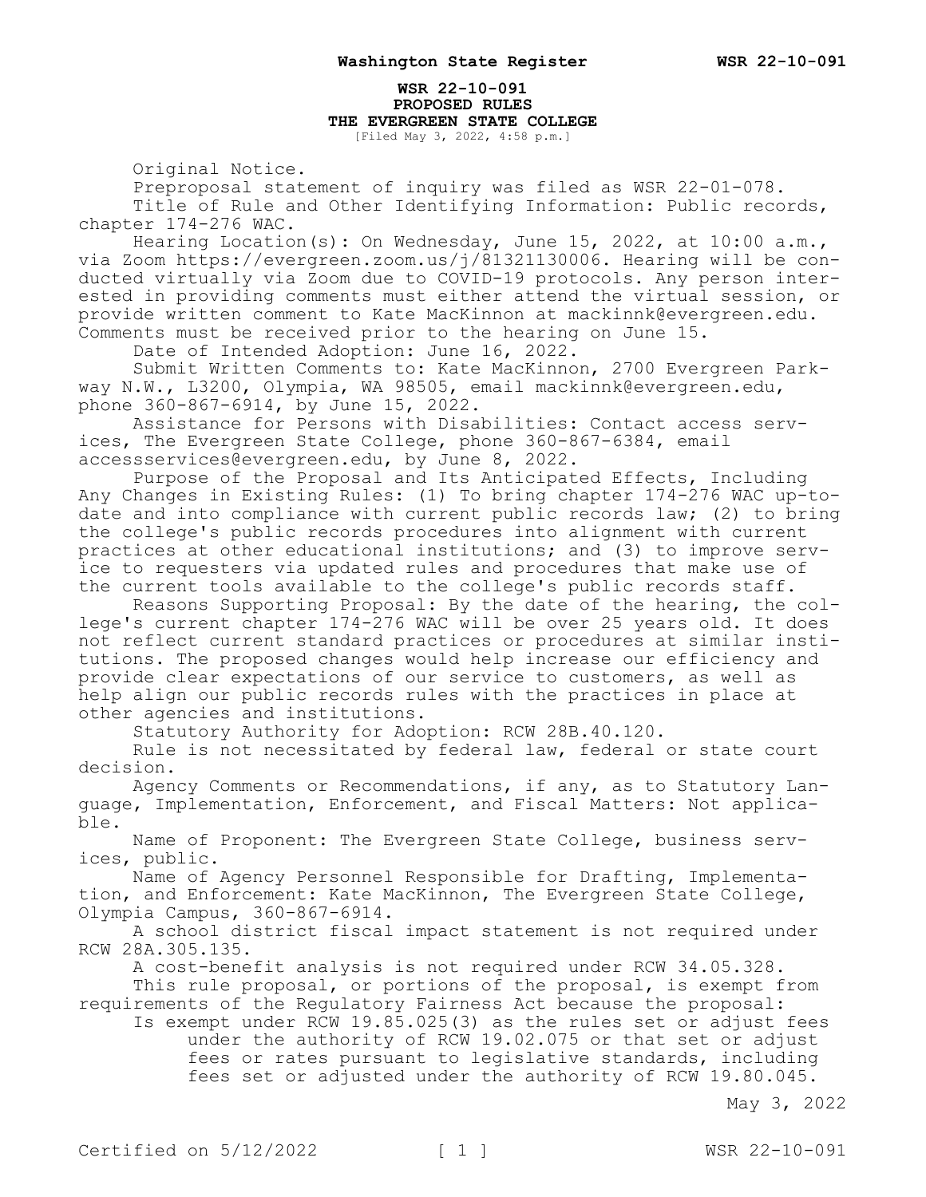# WSR 22-10-091
## PROPOSED RULES
## THE EVERGREEN STATE COLLEGE

[Filed May 3, 2022, 4:58 p.m.]

Original Notice.

Preproposal statement of inquiry was filed as WSR 22-01-078.

Title of Rule and Other Identifying Information: Public records, chapter 174-276 WAC.

Hearing Location(s): On Wednesday, June 15, 2022, at 10:00 a.m., via Zoom https://evergreen.zoom.us/j/81321130006. Hearing will be conducted virtually via Zoom due to COVID-19 protocols. Any person interested in providing comments must either attend the virtual session, or provide written comment to Kate MacKinnon at mackinnk@evergreen.edu. Comments must be received prior to the hearing on June 15.

Date of Intended Adoption: June 16, 2022.

Submit Written Comments to: Kate MacKinnon, 2700 Evergreen Parkway N.W., L3200, Olympia, WA 98505, email mackinnk@evergreen.edu, phone 360-867-6914, by June 15, 2022.

Assistance for Persons with Disabilities: Contact access services, The Evergreen State College, phone 360-867-6384, email accessservices@evergreen.edu, by June 8, 2022.

Purpose of the Proposal and Its Anticipated Effects, Including Any Changes in Existing Rules: (1) To bring chapter 174-276 WAC up-to-date and into compliance with current public records law; (2) to bring the college's public records procedures into alignment with current practices at other educational institutions; and (3) to improve service to requesters via updated rules and procedures that make use of the current tools available to the college's public records staff.

Reasons Supporting Proposal: By the date of the hearing, the college's current chapter 174-276 WAC will be over 25 years old. It does not reflect current standard practices or procedures at similar institutions. The proposed changes would help increase our efficiency and provide clear expectations of our service to customers, as well as help align our public records rules with the practices in place at other agencies and institutions.

Statutory Authority for Adoption: RCW 28B.40.120.

Rule is not necessitated by federal law, federal or state court decision.

Agency Comments or Recommendations, if any, as to Statutory Language, Implementation, Enforcement, and Fiscal Matters: Not applicable.

Name of Proponent: The Evergreen State College, business services, public.

Name of Agency Personnel Responsible for Drafting, Implementation, and Enforcement: Kate MacKinnon, The Evergreen State College, Olympia Campus, 360-867-6914.

A school district fiscal impact statement is not required under RCW 28A.305.135.

A cost-benefit analysis is not required under RCW 34.05.328.

This rule proposal, or portions of the proposal, is exempt from requirements of the Regulatory Fairness Act because the proposal:

Is exempt under RCW 19.85.025(3) as the rules set or adjust fees under the authority of RCW 19.02.075 or that set or adjust fees or rates pursuant to legislative standards, including fees set or adjusted under the authority of RCW 19.80.045.

May 3, 2022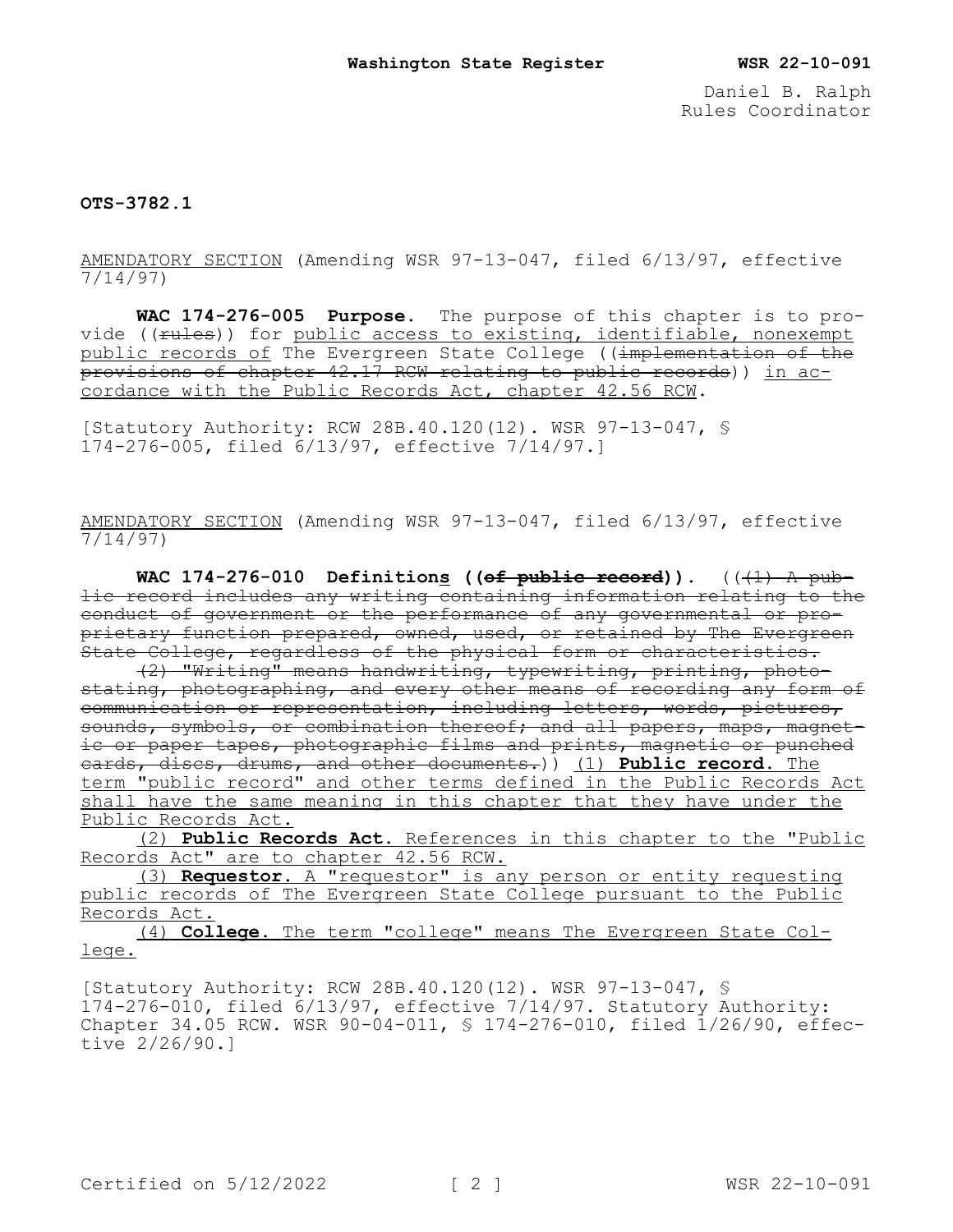Daniel B. Ralph
Rules Coordinator

**OTS-3782.1**

AMENDATORY SECTION (Amending WSR 97-13-047, filed 6/13/97, effective 7/14/97)

**WAC 174-276-005 Purpose.** The purpose of this chapter is to provide ((~~rules~~)) for public access to existing, identifiable, nonexempt public records of The Evergreen State College ((~~implementation of the provisions of chapter 42.17 RCW relating to public records~~)) in accordance with the Public Records Act, chapter 42.56 RCW.

[Statutory Authority: RCW 28B.40.120(12). WSR 97-13-047, § 174-276-005, filed 6/13/97, effective 7/14/97.]

AMENDATORY SECTION (Amending WSR 97-13-047, filed 6/13/97, effective 7/14/97)

**WAC 174-276-010 Definitions ((~~of public record~~)).** ((~~(1) A public record includes any writing containing information relating to the conduct of government or the performance of any governmental or proprietary function prepared, owned, used, or retained by The Evergreen State College, regardless of the physical form or characteristics.~~

~~(2) "Writing" means handwriting, typewriting, printing, photostating, photographing, and every other means of recording any form of communication or representation, including letters, words, pictures, sounds, symbols, or combination thereof; and all papers, maps, magnetic or paper tapes, photographic films and prints, magnetic or punched cards, discs, drums, and other documents.~~)) (1) **Public record.** The term "public record" and other terms defined in the Public Records Act shall have the same meaning in this chapter that they have under the Public Records Act.

(2) **Public Records Act.** References in this chapter to the "Public Records Act" are to chapter 42.56 RCW.

(3) **Requestor.** A "requestor" is any person or entity requesting public records of The Evergreen State College pursuant to the Public Records Act.

(4) **College.** The term "college" means The Evergreen State College.

[Statutory Authority: RCW 28B.40.120(12). WSR 97-13-047, § 174-276-010, filed 6/13/97, effective 7/14/97. Statutory Authority: Chapter 34.05 RCW. WSR 90-04-011, § 174-276-010, filed 1/26/90, effective 2/26/90.]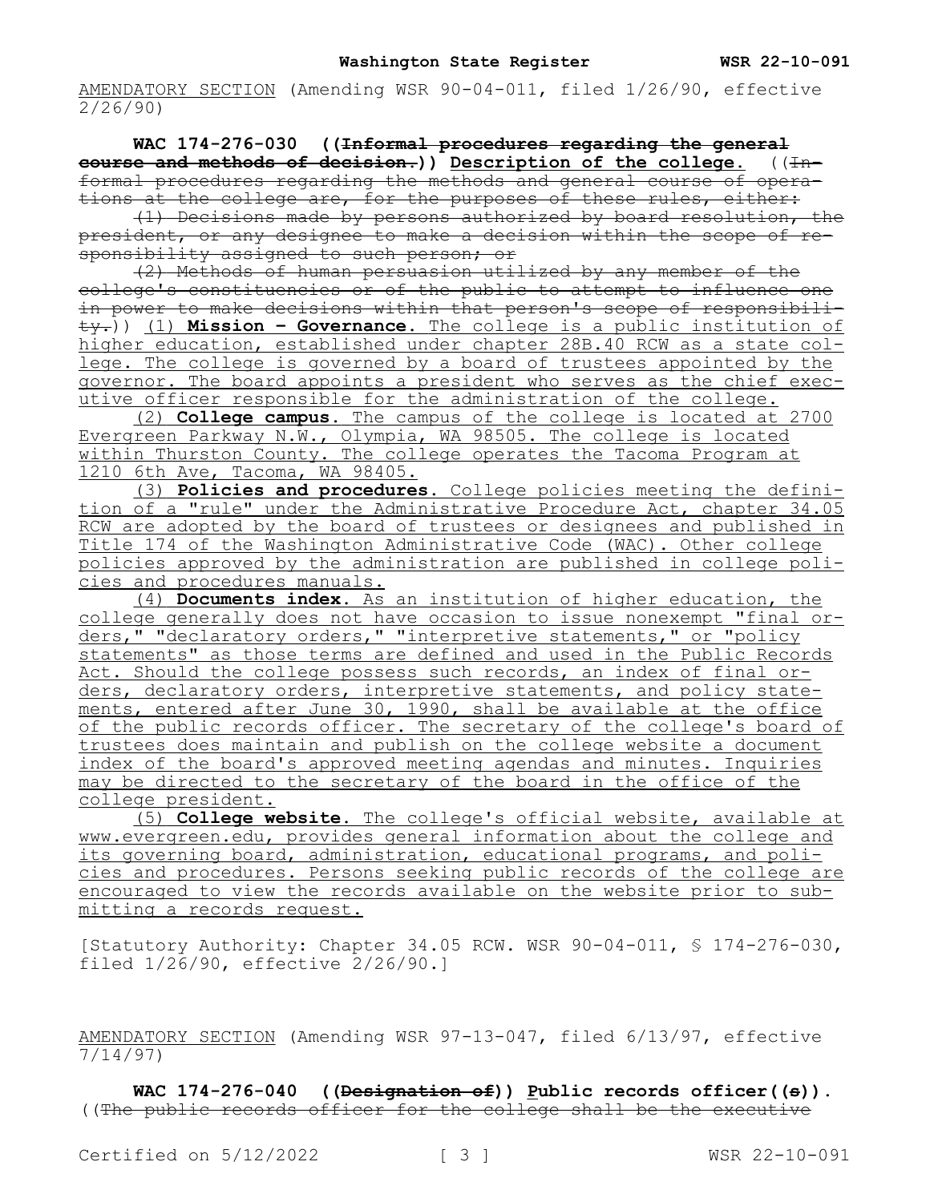AMENDATORY SECTION (Amending WSR 90-04-011, filed 1/26/90, effective 2/26/90)

**WAC 174-276-030 ((~~Informal procedures regarding the general course and methods of decision.~~)) Description of the college.** ((~~Informal procedures regarding the methods and general course of operations at the college are, for the purposes of these rules, either:~~

~~(1) Decisions made by persons authorized by board resolution, the president, or any designee to make a decision within the scope of responsibility assigned to such person; or~~

~~(2) Methods of human persuasion utilized by any member of the college's constituencies or of the public to attempt to influence one in power to make decisions within that person's scope of responsibility.~~)) <u>(1) **Mission - Governance**. The college is a public institution of higher education, established under chapter 28B.40 RCW as a state college. The college is governed by a board of trustees appointed by the governor. The board appoints a president who serves as the chief executive officer responsible for the administration of the college.</u>

<u>(2) **College campus**. The campus of the college is located at 2700 Evergreen Parkway N.W., Olympia, WA 98505. The college is located within Thurston County. The college operates the Tacoma Program at 1210 6th Ave, Tacoma, WA 98405.</u>

<u>(3) **Policies and procedures**. College policies meeting the definition of a "rule" under the Administrative Procedure Act, chapter 34.05 RCW are adopted by the board of trustees or designees and published in Title 174 of the Washington Administrative Code (WAC). Other college policies approved by the administration are published in college policies and procedures manuals.</u>

<u>(4) **Documents index**. As an institution of higher education, the college generally does not have occasion to issue nonexempt "final orders," "declaratory orders," "interpretive statements," or "policy statements" as those terms are defined and used in the Public Records Act. Should the college possess such records, an index of final orders, declaratory orders, interpretive statements, and policy statements, entered after June 30, 1990, shall be available at the office of the public records officer. The secretary of the college's board of trustees does maintain and publish on the college website a document index of the board's approved meeting agendas and minutes. Inquiries may be directed to the secretary of the board in the office of the college president.</u>

<u>(5) **College website**. The college's official website, available at www.evergreen.edu, provides general information about the college and its governing board, administration, educational programs, and policies and procedures. Persons seeking public records of the college are encouraged to view the records available on the website prior to submitting a records request.</u>

[Statutory Authority: Chapter 34.05 RCW. WSR 90-04-011, § 174-276-030, filed 1/26/90, effective 2/26/90.]

AMENDATORY SECTION (Amending WSR 97-13-047, filed 6/13/97, effective 7/14/97)

**WAC 174-276-040 ((~~Designation of~~)) <u>P</u>ublic records officer((~~s~~)).** ((~~The public records officer for the college shall be the executive~~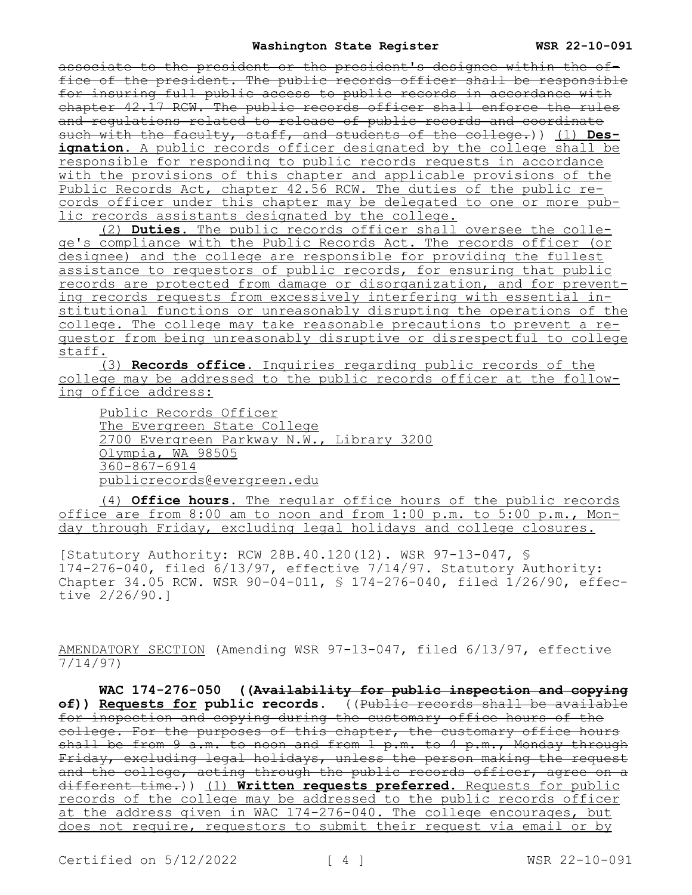~~associate to the president or the president's designee within the office of the president. The public records officer shall be responsible for insuring full public access to public records in accordance with chapter 42.17 RCW. The public records officer shall enforce the rules and regulations related to release of public records and coordinate such with the faculty, staff, and students of the college.~~)) <u>(1) **Designation.** A public records officer designated by the college shall be responsible for responding to public records requests in accordance with the provisions of this chapter and applicable provisions of the Public Records Act, chapter 42.56 RCW. The duties of the public records officer under this chapter may be delegated to one or more public records assistants designated by the college.</u>

<u>(2) **Duties.** The public records officer shall oversee the college's compliance with the Public Records Act. The records officer (or designee) and the college are responsible for providing the fullest assistance to requestors of public records, for ensuring that public records are protected from damage or disorganization, and for preventing records requests from excessively interfering with essential institutional functions or unreasonably disrupting the operations of the college. The college may take reasonable precautions to prevent a requestor from being unreasonably disruptive or disrespectful to college staff.</u>

<u>(3) **Records office.** Inquiries regarding public records of the college may be addressed to the public records officer at the following office address:</u>

<u>Public Records Officer</u>
<u>The Evergreen State College</u>
<u>2700 Evergreen Parkway N.W., Library 3200</u>
<u>Olympia, WA 98505</u>
<u>360-867-6914</u>
<u>publicrecords@evergreen.edu</u>

<u>(4) **Office hours.** The regular office hours of the public records office are from 8:00 am to noon and from 1:00 p.m. to 5:00 p.m., Monday through Friday, excluding legal holidays and college closures.</u>

[Statutory Authority: RCW 28B.40.120(12). WSR 97-13-047, § 174-276-040, filed 6/13/97, effective 7/14/97. Statutory Authority: Chapter 34.05 RCW. WSR 90-04-011, § 174-276-040, filed 1/26/90, effective 2/26/90.]

<u>AMENDATORY SECTION</u> (Amending WSR 97-13-047, filed 6/13/97, effective 7/14/97)

**WAC 174-276-050 ((~~Availability for public inspection and copying of~~)) <u>Requests for</u> public records.** ((~~Public records shall be available for inspection and copying during the customary office hours of the college. For the purposes of this chapter, the customary office hours shall be from 9 a.m. to noon and from 1 p.m. to 4 p.m., Monday through Friday, excluding legal holidays, unless the person making the request and the college, acting through the public records officer, agree on a different time.~~)) <u>(1) **Written requests preferred.** Requests for public records of the college may be addressed to the public records officer at the address given in WAC 174-276-040. The college encourages, but does not require, requestors to submit their request via email or by</u>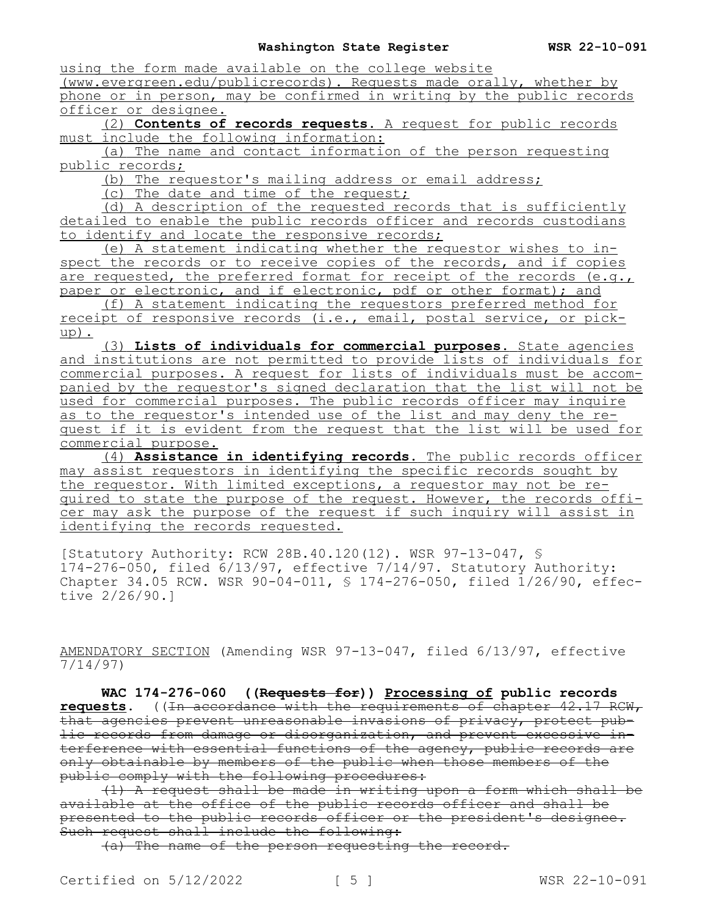using the form made available on the college website (www.evergreen.edu/publicrecords). Requests made orally, whether by phone or in person, may be confirmed in writing by the public records officer or designee.

(2) **Contents of records requests.** A request for public records must include the following information:

(a) The name and contact information of the person requesting public records;

(b) The requestor's mailing address or email address;

(c) The date and time of the request;

(d) A description of the requested records that is sufficiently detailed to enable the public records officer and records custodians to identify and locate the responsive records;

(e) A statement indicating whether the requestor wishes to inspect the records or to receive copies of the records, and if copies are requested, the preferred format for receipt of the records (e.g., paper or electronic, and if electronic, pdf or other format); and

(f) A statement indicating the requestors preferred method for receipt of responsive records (i.e., email, postal service, or pick-up).

(3) **Lists of individuals for commercial purposes.** State agencies and institutions are not permitted to provide lists of individuals for commercial purposes. A request for lists of individuals must be accompanied by the requestor's signed declaration that the list will not be used for commercial purposes. The public records officer may inquire as to the requestor's intended use of the list and may deny the request if it is evident from the request that the list will be used for commercial purpose.

(4) **Assistance in identifying records.** The public records officer may assist requestors in identifying the specific records sought by the requestor. With limited exceptions, a requestor may not be required to state the purpose of the request. However, the records officer may ask the purpose of the request if such inquiry will assist in identifying the records requested.

[Statutory Authority: RCW 28B.40.120(12). WSR 97-13-047, § 174-276-050, filed 6/13/97, effective 7/14/97. Statutory Authority: Chapter 34.05 RCW. WSR 90-04-011, § 174-276-050, filed 1/26/90, effective 2/26/90.]

AMENDATORY SECTION (Amending WSR 97-13-047, filed 6/13/97, effective 7/14/97)

**WAC 174-276-060 ((~~Requests for~~)) Processing of public records requests.** ((~~In accordance with the requirements of chapter 42.17 RCW, that agencies prevent unreasonable invasions of privacy, protect public records from damage or disorganization, and prevent excessive interference with essential functions of the agency, public records are only obtainable by members of the public when those members of the public comply with the following procedures:~~

~~(1) A request shall be made in writing upon a form which shall be available at the office of the public records officer and shall be presented to the public records officer or the president's designee. Such request shall include the following:~~

~~(a) The name of the person requesting the record.~~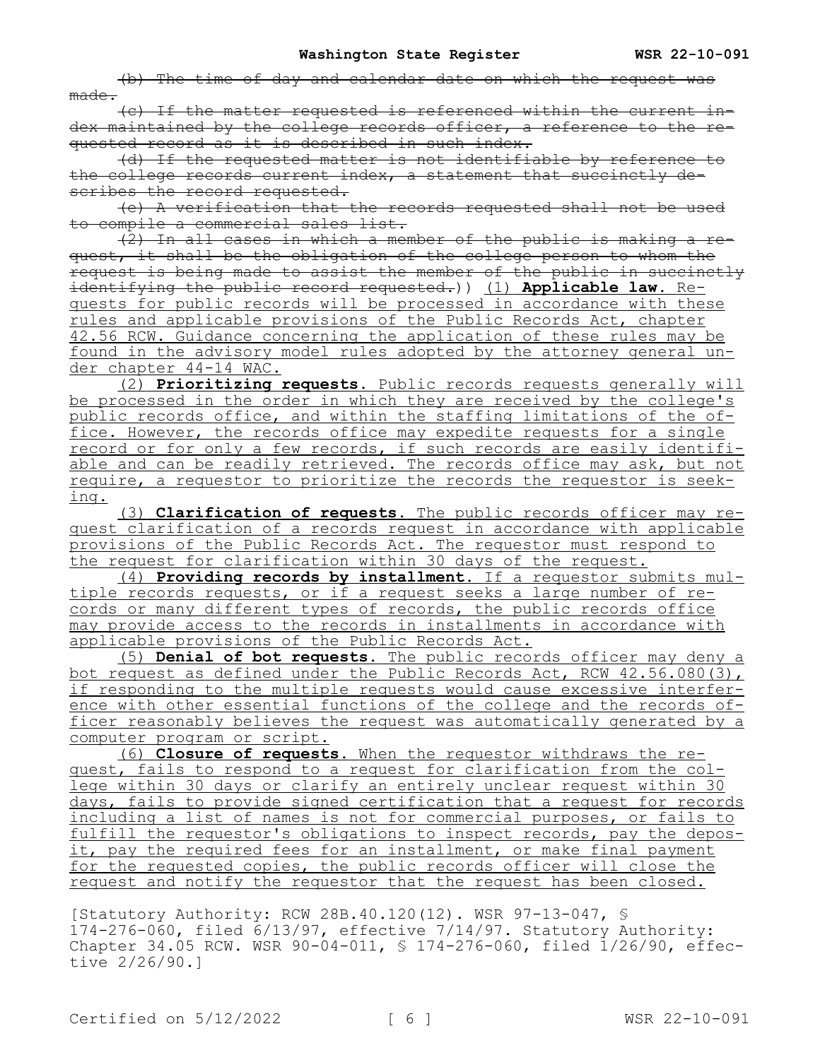~~(b) The time of day and calendar date on which the request was made.~~

~~(c) If the matter requested is referenced within the current index maintained by the college records officer, a reference to the requested record as it is described in such index.~~

~~(d) If the requested matter is not identifiable by reference to the college records current index, a statement that succinctly describes the record requested.~~

~~(e) A verification that the records requested shall not be used to compile a commercial sales list.~~

~~(2) In all cases in which a member of the public is making a request, it shall be the obligation of the college person to whom the request is being made to assist the member of the public in succinctly identifying the public record requested.~~)) <u>(1) **Applicable law.** Requests for public records will be processed in accordance with these rules and applicable provisions of the Public Records Act, chapter 42.56 RCW. Guidance concerning the application of these rules may be found in the advisory model rules adopted by the attorney general under chapter 44-14 WAC.</u>

<u>(2) **Prioritizing requests.** Public records requests generally will be processed in the order in which they are received by the college's public records office, and within the staffing limitations of the office. However, the records office may expedite requests for a single record or for only a few records, if such records are easily identifiable and can be readily retrieved. The records office may ask, but not require, a requestor to prioritize the records the requestor is seeking.</u>

<u>(3) **Clarification of requests.** The public records officer may request clarification of a records request in accordance with applicable provisions of the Public Records Act. The requestor must respond to the request for clarification within 30 days of the request.</u>

<u>(4) **Providing records by installment.** If a requestor submits multiple records requests, or if a request seeks a large number of records or many different types of records, the public records office may provide access to the records in installments in accordance with applicable provisions of the Public Records Act.</u>

<u>(5) **Denial of bot requests.** The public records officer may deny a bot request as defined under the Public Records Act, RCW 42.56.080(3), if responding to the multiple requests would cause excessive interference with other essential functions of the college and the records officer reasonably believes the request was automatically generated by a computer program or script.</u>

<u>(6) **Closure of requests.** When the requestor withdraws the request, fails to respond to a request for clarification from the college within 30 days or clarify an entirely unclear request within 30 days, fails to provide signed certification that a request for records including a list of names is not for commercial purposes, or fails to fulfill the requestor's obligations to inspect records, pay the deposit, pay the required fees for an installment, or make final payment for the requested copies, the public records officer will close the request and notify the requestor that the request has been closed.</u>

[Statutory Authority: RCW 28B.40.120(12). WSR 97-13-047, § 174-276-060, filed 6/13/97, effective 7/14/97. Statutory Authority: Chapter 34.05 RCW. WSR 90-04-011, § 174-276-060, filed 1/26/90, effective 2/26/90.]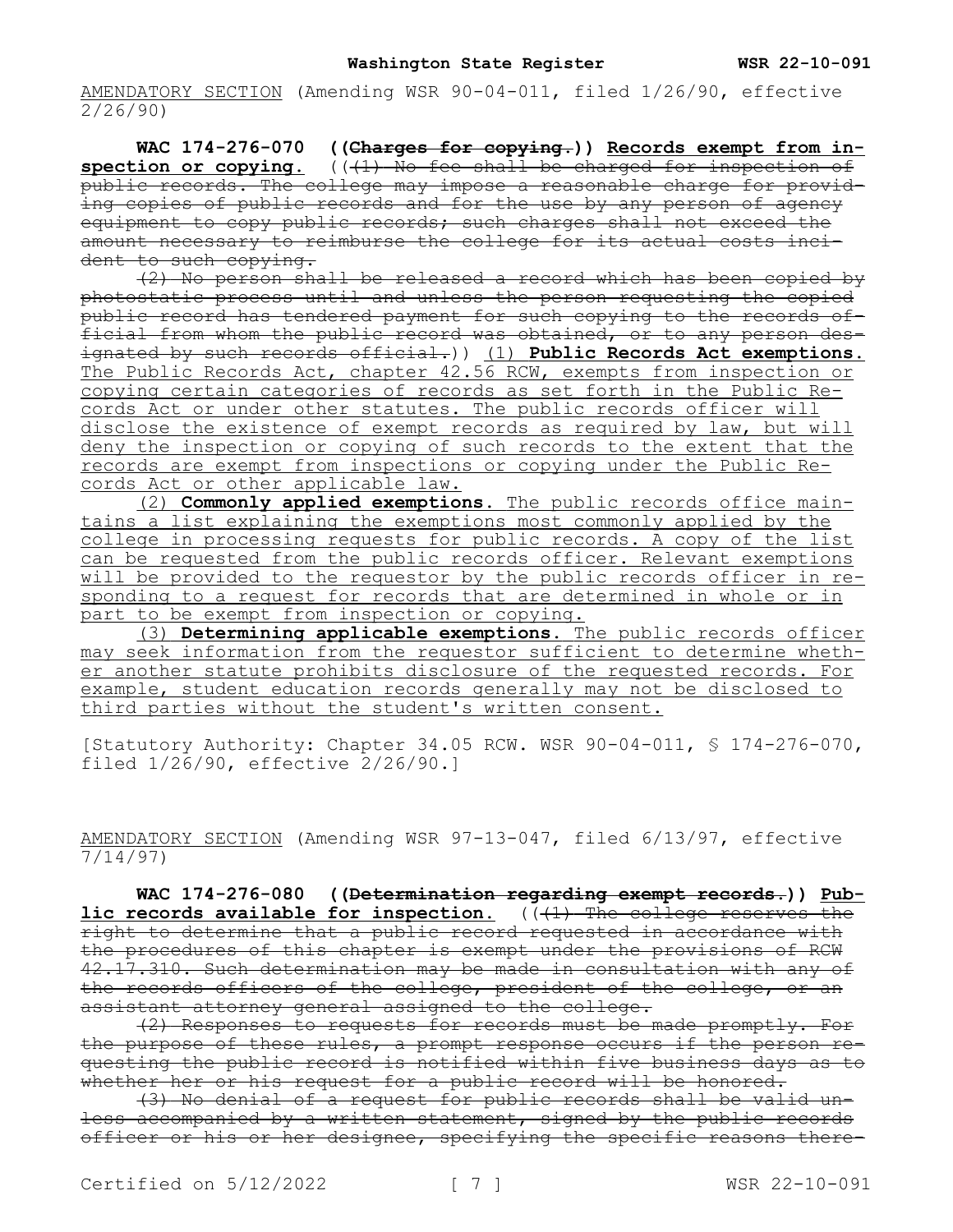AMENDATORY SECTION (Amending WSR 90-04-011, filed 1/26/90, effective 2/26/90)

**WAC 174-276-070 ((~~Charges for copying.~~)) Records exempt from inspection or copying.** ((~~(1) No fee shall be charged for inspection of public records. The college may impose a reasonable charge for providing copies of public records and for the use by any person of agency equipment to copy public records; such charges shall not exceed the amount necessary to reimburse the college for its actual costs incident to such copying.~~

~~(2) No person shall be released a record which has been copied by photostatic process until and unless the person requesting the copied public record has tendered payment for such copying to the records official from whom the public record was obtained, or to any person designated by such records official.~~)) (1) **Public Records Act exemptions.** The Public Records Act, chapter 42.56 RCW, exempts from inspection or copying certain categories of records as set forth in the Public Records Act or under other statutes. The public records officer will disclose the existence of exempt records as required by law, but will deny the inspection or copying of such records to the extent that the records are exempt from inspections or copying under the Public Records Act or other applicable law.

(2) **Commonly applied exemptions.** The public records office maintains a list explaining the exemptions most commonly applied by the college in processing requests for public records. A copy of the list can be requested from the public records officer. Relevant exemptions will be provided to the requestor by the public records officer in responding to a request for records that are determined in whole or in part to be exempt from inspection or copying.

(3) **Determining applicable exemptions.** The public records officer may seek information from the requestor sufficient to determine whether another statute prohibits disclosure of the requested records. For example, student education records generally may not be disclosed to third parties without the student's written consent.

[Statutory Authority: Chapter 34.05 RCW. WSR 90-04-011, § 174-276-070, filed 1/26/90, effective 2/26/90.]

AMENDATORY SECTION (Amending WSR 97-13-047, filed 6/13/97, effective 7/14/97)

**WAC 174-276-080 ((~~Determination regarding exempt records.~~)) Public records available for inspection.** ((~~(1) The college reserves the right to determine that a public record requested in accordance with the procedures of this chapter is exempt under the provisions of RCW 42.17.310. Such determination may be made in consultation with any of the records officers of the college, president of the college, or an assistant attorney general assigned to the college.~~

~~(2) Responses to requests for records must be made promptly. For the purpose of these rules, a prompt response occurs if the person requesting the public record is notified within five business days as to whether her or his request for a public record will be honored.~~

~~(3) No denial of a request for public records shall be valid unless accompanied by a written statement, signed by the public records officer or his or her designee, specifying the specific reasons there-~~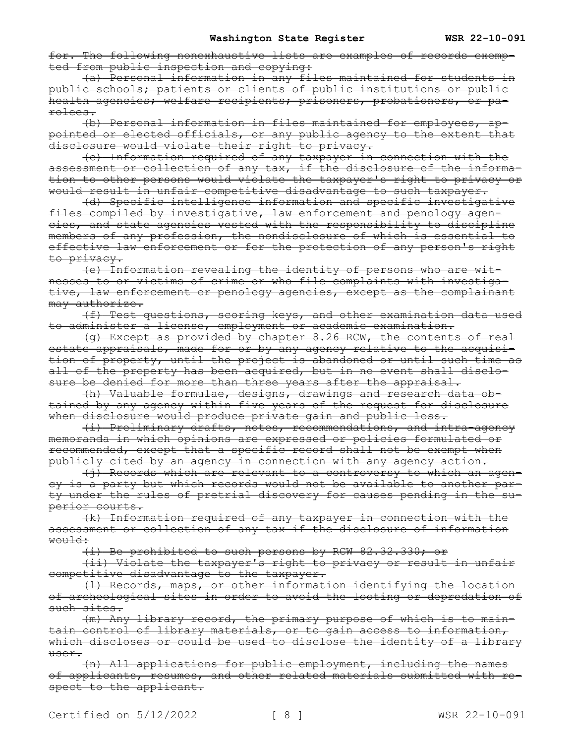~~for. The following nonexhaustive lists are examples of records exempted from public inspection and copying:~~

~~(a) Personal information in any files maintained for students in public schools; patients or clients of public institutions or public health agencies; welfare recipients; prisoners, probationers, or parolees.~~

~~(b) Personal information in files maintained for employees, appointed or elected officials, or any public agency to the extent that disclosure would violate their right to privacy.~~

~~(c) Information required of any taxpayer in connection with the assessment or collection of any tax, if the disclosure of the information to other persons would violate the taxpayer's right to privacy or would result in unfair competitive disadvantage to such taxpayer.~~

~~(d) Specific intelligence information and specific investigative files compiled by investigative, law enforcement and penology agencies, and state agencies vested with the responsibility to discipline members of any profession, the nondisclosure of which is essential to effective law enforcement or for the protection of any person's right to privacy.~~

~~(e) Information revealing the identity of persons who are witnesses to or victims of crime or who file complaints with investigative, law enforcement or penology agencies, except as the complainant may authorize.~~

~~(f) Test questions, scoring keys, and other examination data used to administer a license, employment or academic examination.~~

~~(g) Except as provided by chapter 8.26 RCW, the contents of real estate appraisals, made for or by any agency relative to the acquisition of property, until the project is abandoned or until such time as all of the property has been acquired, but in no event shall disclosure be denied for more than three years after the appraisal.~~

~~(h) Valuable formulae, designs, drawings and research data obtained by any agency within five years of the request for disclosure when disclosure would produce private gain and public loss.~~

~~(i) Preliminary drafts, notes, recommendations, and intra-agency memoranda in which opinions are expressed or policies formulated or recommended, except that a specific record shall not be exempt when publicly cited by an agency in connection with any agency action.~~

~~(j) Records which are relevant to a controversy to which an agency is a party but which records would not be available to another party under the rules of pretrial discovery for causes pending in the superior courts.~~

~~(k) Information required of any taxpayer in connection with the assessment or collection of any tax if the disclosure of information would:~~

~~(i) Be prohibited to such persons by RCW 82.32.330; or~~

~~(ii) Violate the taxpayer's right to privacy or result in unfair competitive disadvantage to the taxpayer.~~

~~(l) Records, maps, or other information identifying the location of archeological sites in order to avoid the looting or depredation of such sites.~~

~~(m) Any library record, the primary purpose of which is to maintain control of library materials, or to gain access to information, which discloses or could be used to disclose the identity of a library user.~~

~~(n) All applications for public employment, including the names of applicants, resumes, and other related materials submitted with respect to the applicant.~~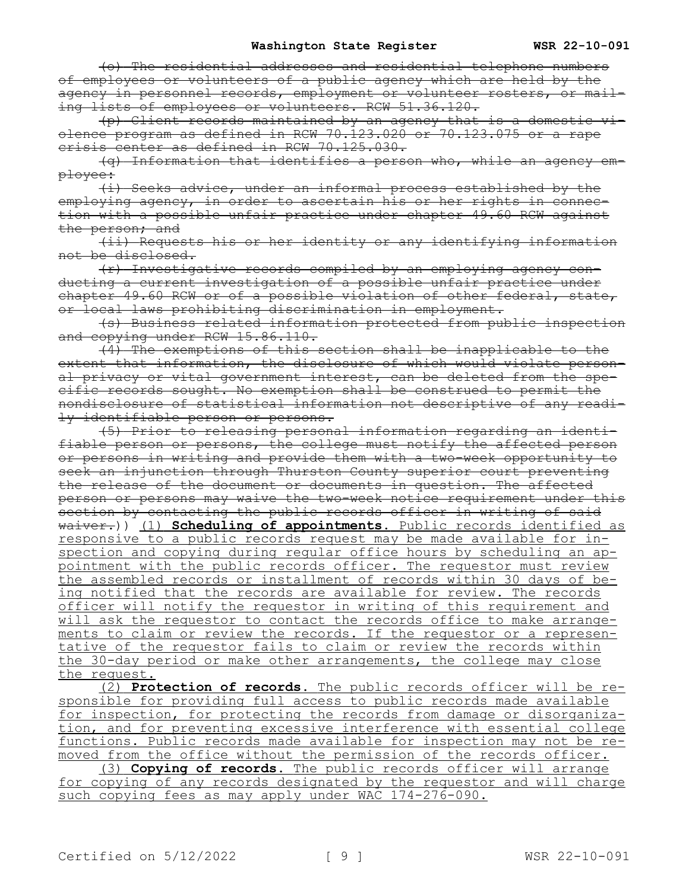~~(o) The residential addresses and residential telephone numbers of employees or volunteers of a public agency which are held by the agency in personnel records, employment or volunteer rosters, or mailing lists of employees or volunteers. RCW 51.36.120.~~

~~(p) Client records maintained by an agency that is a domestic violence program as defined in RCW 70.123.020 or 70.123.075 or a rape crisis center as defined in RCW 70.125.030.~~

~~(q) Information that identifies a person who, while an agency employee:~~

~~(i) Seeks advice, under an informal process established by the employing agency, in order to ascertain his or her rights in connection with a possible unfair practice under chapter 49.60 RCW against the person; and~~

~~(ii) Requests his or her identity or any identifying information not be disclosed.~~

~~(r) Investigative records compiled by an employing agency conducting a current investigation of a possible unfair practice under chapter 49.60 RCW or of a possible violation of other federal, state, or local laws prohibiting discrimination in employment.~~

~~(s) Business related information protected from public inspection and copying under RCW 15.86.110.~~

~~(4) The exemptions of this section shall be inapplicable to the extent that information, the disclosure of which would violate personal privacy or vital government interest, can be deleted from the specific records sought. No exemption shall be construed to permit the nondisclosure of statistical information not descriptive of any readily identifiable person or persons.~~

~~(5) Prior to releasing personal information regarding an identifiable person or persons, the college must notify the affected person or persons in writing and provide them with a two-week opportunity to seek an injunction through Thurston County superior court preventing the release of the document or documents in question. The affected person or persons may waive the two-week notice requirement under this section by contacting the public records officer in writing of said waiver.~~)) <u>(1) **Scheduling of appointments.** Public records identified as responsive to a public records request may be made available for inspection and copying during regular office hours by scheduling an appointment with the public records officer. The requestor must review the assembled records or installment of records within 30 days of being notified that the records are available for review. The records officer will notify the requestor in writing of this requirement and will ask the requestor to contact the records office to make arrangements to claim or review the records. If the requestor or a representative of the requestor fails to claim or review the records within the 30-day period or make other arrangements, the college may close the request.</u>

<u>(2) **Protection of records.** The public records officer will be responsible for providing full access to public records made available for inspection, for protecting the records from damage or disorganization, and for preventing excessive interference with essential college functions. Public records made available for inspection may not be removed from the office without the permission of the records officer.</u>

<u>(3) **Copying of records.** The public records officer will arrange for copying of any records designated by the requestor and will charge such copying fees as may apply under WAC 174-276-090.</u>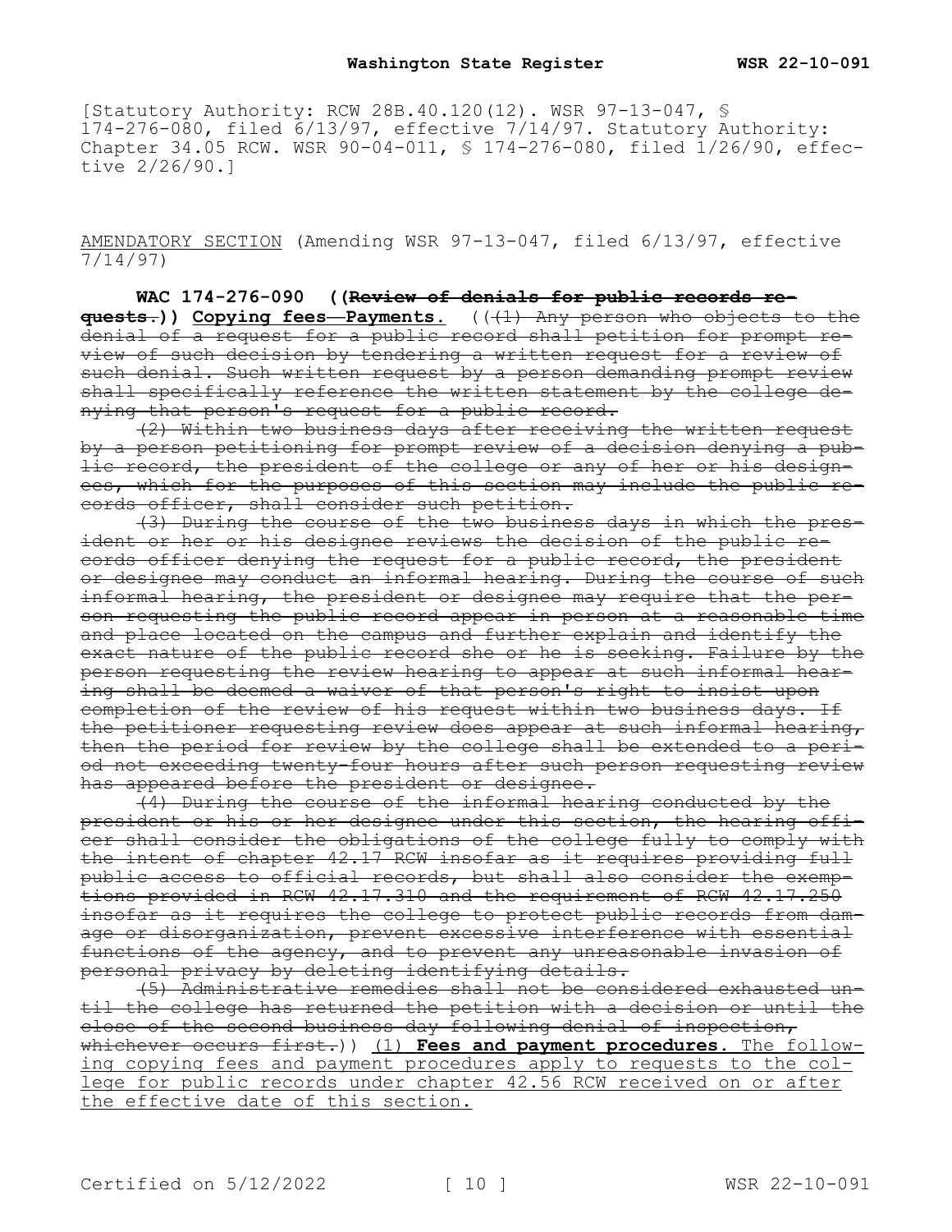[Statutory Authority: RCW 28B.40.120(12). WSR 97-13-047, § 174-276-080, filed 6/13/97, effective 7/14/97. Statutory Authority: Chapter 34.05 RCW. WSR 90-04-011, § 174-276-080, filed 1/26/90, effective 2/26/90.]

AMENDATORY SECTION (Amending WSR 97-13-047, filed 6/13/97, effective 7/14/97)

**WAC 174-276-090 ((~~Review of denials for public records requests.~~)) Copying fees—Payments.** ((~~(1) Any person who objects to the denial of a request for a public record shall petition for prompt review of such decision by tendering a written request for a review of such denial. Such written request by a person demanding prompt review shall specifically reference the written statement by the college denying that person's request for a public record.~~

~~(2) Within two business days after receiving the written request by a person petitioning for prompt review of a decision denying a public record, the president of the college or any of her or his designees, which for the purposes of this section may include the public records officer, shall consider such petition.~~

~~(3) During the course of the two business days in which the president or her or his designee reviews the decision of the public records officer denying the request for a public record, the president or designee may conduct an informal hearing. During the course of such informal hearing, the president or designee may require that the person requesting the public record appear in person at a reasonable time and place located on the campus and further explain and identify the exact nature of the public record she or he is seeking. Failure by the person requesting the review hearing to appear at such informal hearing shall be deemed a waiver of that person's right to insist upon completion of the review of his request within two business days. If the petitioner requesting review does appear at such informal hearing, then the period for review by the college shall be extended to a period not exceeding twenty-four hours after such person requesting review has appeared before the president or designee.~~

~~(4) During the course of the informal hearing conducted by the president or his or her designee under this section, the hearing officer shall consider the obligations of the college fully to comply with the intent of chapter 42.17 RCW insofar as it requires providing full public access to official records, but shall also consider the exemptions provided in RCW 42.17.310 and the requirement of RCW 42.17.250 insofar as it requires the college to protect public records from damage or disorganization, prevent excessive interference with essential functions of the agency, and to prevent any unreasonable invasion of personal privacy by deleting identifying details.~~

~~(5) Administrative remedies shall not be considered exhausted until the college has returned the petition with a decision or until the close of the second business day following denial of inspection, whichever occurs first.~~)) (1) **Fees and payment procedures.** The following copying fees and payment procedures apply to requests to the college for public records under chapter 42.56 RCW received on or after the effective date of this section.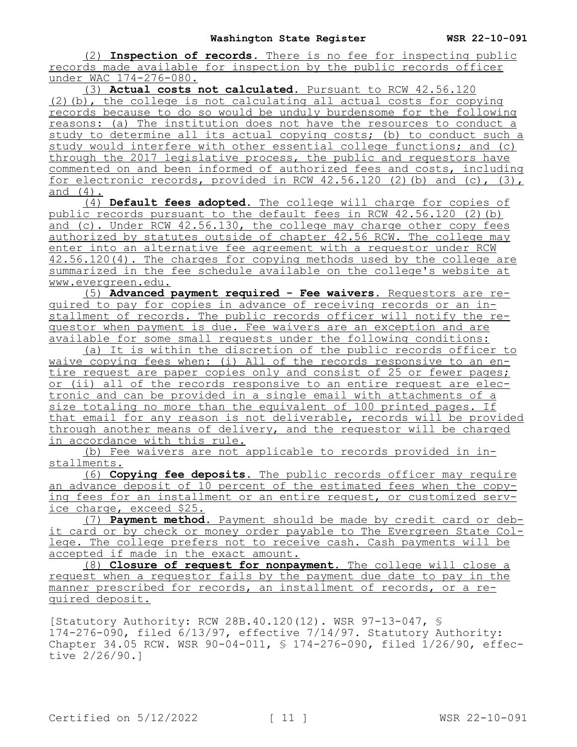(2) **Inspection of records.** There is no fee for inspecting public records made available for inspection by the public records officer under WAC 174-276-080.

(3) **Actual costs not calculated.** Pursuant to RCW 42.56.120 (2)(b), the college is not calculating all actual costs for copying records because to do so would be unduly burdensome for the following reasons: (a) The institution does not have the resources to conduct a study to determine all its actual copying costs; (b) to conduct such a study would interfere with other essential college functions; and (c) through the 2017 legislative process, the public and requestors have commented on and been informed of authorized fees and costs, including for electronic records, provided in RCW 42.56.120 (2)(b) and (c), (3), and (4).

(4) **Default fees adopted.** The college will charge for copies of public records pursuant to the default fees in RCW 42.56.120 (2)(b) and (c). Under RCW 42.56.130, the college may charge other copy fees authorized by statutes outside of chapter 42.56 RCW. The college may enter into an alternative fee agreement with a requestor under RCW 42.56.120(4). The charges for copying methods used by the college are summarized in the fee schedule available on the college's website at www.evergreen.edu.

(5) **Advanced payment required - Fee waivers.** Requestors are required to pay for copies in advance of receiving records or an installment of records. The public records officer will notify the requestor when payment is due. Fee waivers are an exception and are available for some small requests under the following conditions:

(a) It is within the discretion of the public records officer to waive copying fees when: (i) All of the records responsive to an entire request are paper copies only and consist of 25 or fewer pages; or (ii) all of the records responsive to an entire request are electronic and can be provided in a single email with attachments of a size totaling no more than the equivalent of 100 printed pages. If that email for any reason is not deliverable, records will be provided through another means of delivery, and the requestor will be charged in accordance with this rule.

(b) Fee waivers are not applicable to records provided in installments.

(6) **Copying fee deposits.** The public records officer may require an advance deposit of 10 percent of the estimated fees when the copying fees for an installment or an entire request, or customized service charge, exceed $25.

(7) **Payment method.** Payment should be made by credit card or debit card or by check or money order payable to The Evergreen State College. The college prefers not to receive cash. Cash payments will be accepted if made in the exact amount.

(8) **Closure of request for nonpayment.** The college will close a request when a requestor fails by the payment due date to pay in the manner prescribed for records, an installment of records, or a required deposit.

[Statutory Authority: RCW 28B.40.120(12). WSR 97-13-047, § 174-276-090, filed 6/13/97, effective 7/14/97. Statutory Authority: Chapter 34.05 RCW. WSR 90-04-011, § 174-276-090, filed 1/26/90, effective 2/26/90.]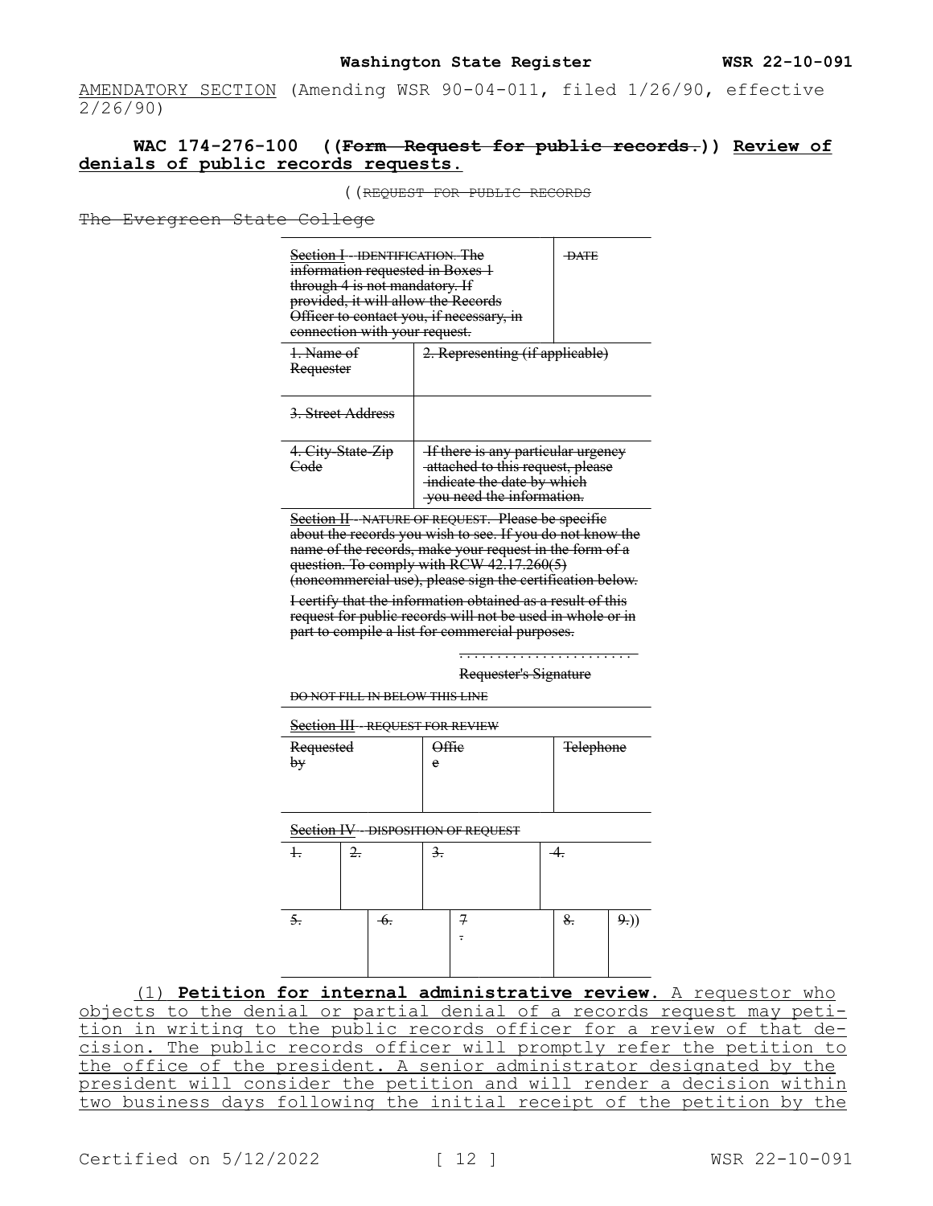AMENDATORY SECTION (Amending WSR 90-04-011, filed 1/26/90, effective 2/26/90)

**WAC 174-276-100 ((~~Form—Request for public records.~~)) Review of denials of public records requests.**

((~~REQUEST FOR PUBLIC RECORDS~~

~~The Evergreen State College~~

| ~~Section I - IDENTIFICATION. The information requested in Boxes 1 through 4 is not mandatory. If provided, it will allow the Records Officer to contact you, if necessary, in connection with your request.~~ | | ~~DATE~~ |
|---|---|---|
| ~~1. Name of Requester~~ | ~~2. Representing (if applicable)~~ | |
| ~~3. Street Address~~ | | |
| ~~4. City-State-Zip Code~~ | ~~If there is any particular urgency attached to this request, please indicate the date by which you need the information.~~ | |

~~Section II - NATURE OF REQUEST. Please be specific about the records you wish to see. If you do not know the name of the records, make your request in the form of a question. To comply with RCW 42.17.260(5) (noncommercial use), please sign the certification below.~~

~~I certify that the information obtained as a result of this request for public records will not be used in whole or in part to compile a list for commercial purposes.~~

~~........................~~

~~Requester's Signature~~

~~DO NOT FILL IN BELOW THIS LINE~~

~~Section III - REQUEST FOR REVIEW~~

| ~~Requested by~~ | ~~Office~~ | ~~Telephone~~ |
|---|---|---|
| | | |

~~Section IV - DISPOSITION OF REQUEST~~

| ~~1.~~ | ~~2.~~ | ~~3.~~ | ~~4.~~ | |
|---|---|---|---|---|
| ~~5.~~ | ~~6.~~ | ~~7.~~ | ~~8.~~ | ~~9.~~)) |

(1) **Petition for internal administrative review.** A requestor who objects to the denial or partial denial of a records request may petition in writing to the public records officer for a review of that decision. The public records officer will promptly refer the petition to the office of the president. A senior administrator designated by the president will consider the petition and will render a decision within two business days following the initial receipt of the petition by the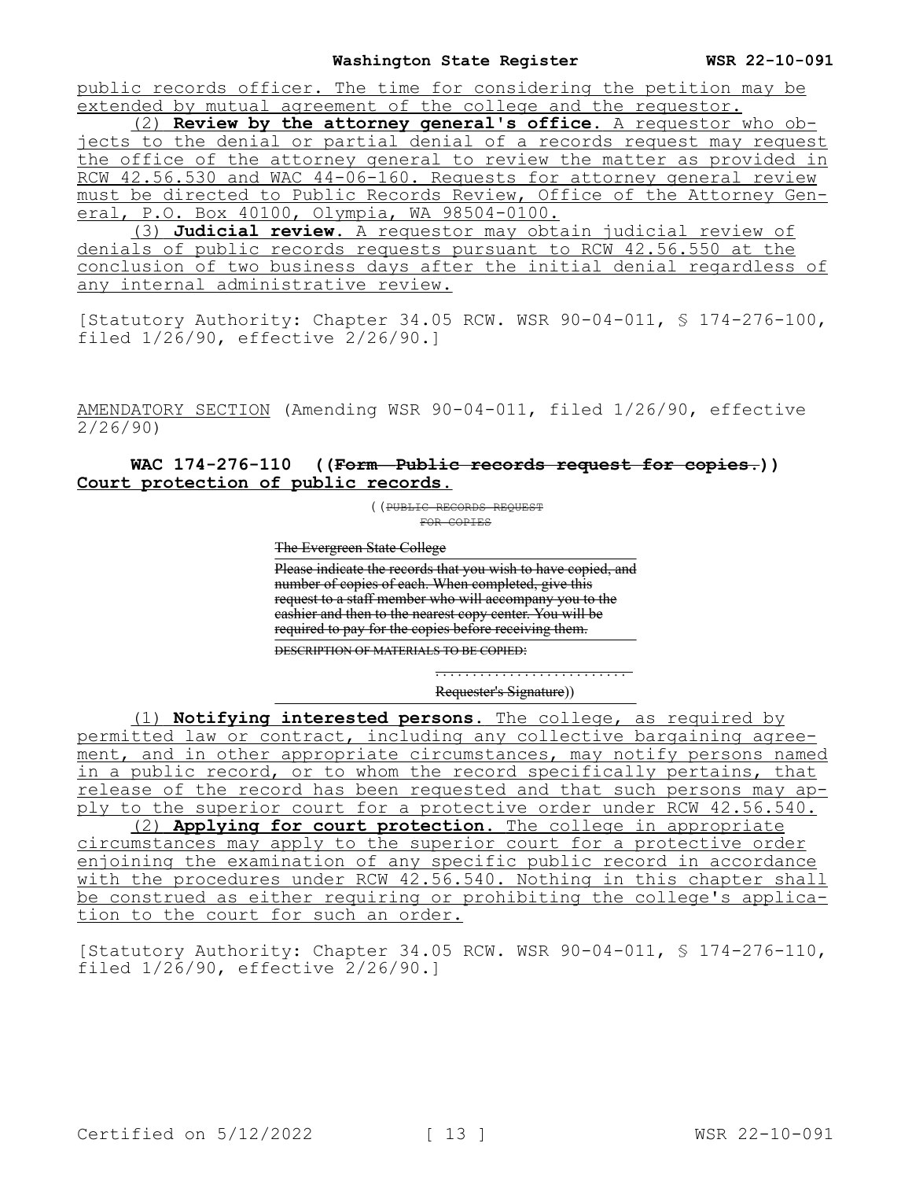public records officer. The time for considering the petition may be extended by mutual agreement of the college and the requestor.

(2) **Review by the attorney general's office.** A requestor who objects to the denial or partial denial of a records request may request the office of the attorney general to review the matter as provided in RCW 42.56.530 and WAC 44-06-160. Requests for attorney general review must be directed to Public Records Review, Office of the Attorney General, P.O. Box 40100, Olympia, WA 98504-0100.

(3) **Judicial review.** A requestor may obtain judicial review of denials of public records requests pursuant to RCW 42.56.550 at the conclusion of two business days after the initial denial regardless of any internal administrative review.

[Statutory Authority: Chapter 34.05 RCW. WSR 90-04-011, § 174-276-100, filed 1/26/90, effective 2/26/90.]

AMENDATORY SECTION (Amending WSR 90-04-011, filed 1/26/90, effective 2/26/90)

**WAC 174-276-110 ((~~Form—Public records request for copies.~~)) Court protection of public records.**

((~~PUBLIC RECORDS REQUEST FOR COPIES~~

~~The Evergreen State College~~

~~Please indicate the records that you wish to have copied, and number of copies of each. When completed, give this request to a staff member who will accompany you to the cashier and then to the nearest copy center. You will be required to pay for the copies before receiving them.~~

~~DESCRIPTION OF MATERIALS TO BE COPIED:~~

. . . . . . . . . . . . . . . . . . . . . . . . . .
~~Requester's Signature~~))

(1) **Notifying interested persons.** The college, as required by permitted law or contract, including any collective bargaining agreement, and in other appropriate circumstances, may notify persons named in a public record, or to whom the record specifically pertains, that release of the record has been requested and that such persons may apply to the superior court for a protective order under RCW 42.56.540.

(2) **Applying for court protection.** The college in appropriate circumstances may apply to the superior court for a protective order enjoining the examination of any specific public record in accordance with the procedures under RCW 42.56.540. Nothing in this chapter shall be construed as either requiring or prohibiting the college's application to the court for such an order.

[Statutory Authority: Chapter 34.05 RCW. WSR 90-04-011, § 174-276-110, filed 1/26/90, effective 2/26/90.]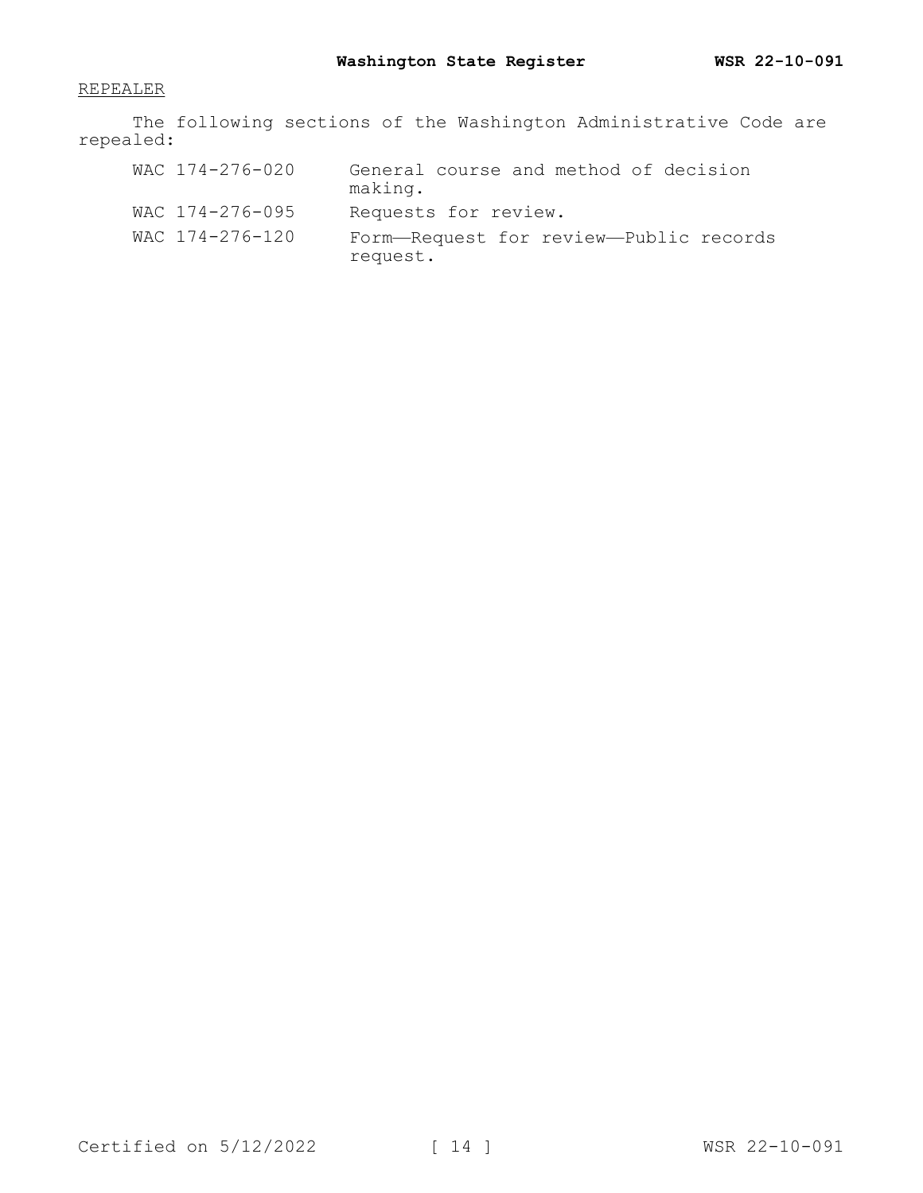REPEALER

The following sections of the Washington Administrative Code are repealed:

| | |
|---|---|
| WAC 174-276-020 | General course and method of decision making. |
| WAC 174-276-095 | Requests for review. |
| WAC 174-276-120 | Form—Request for review—Public records request. |